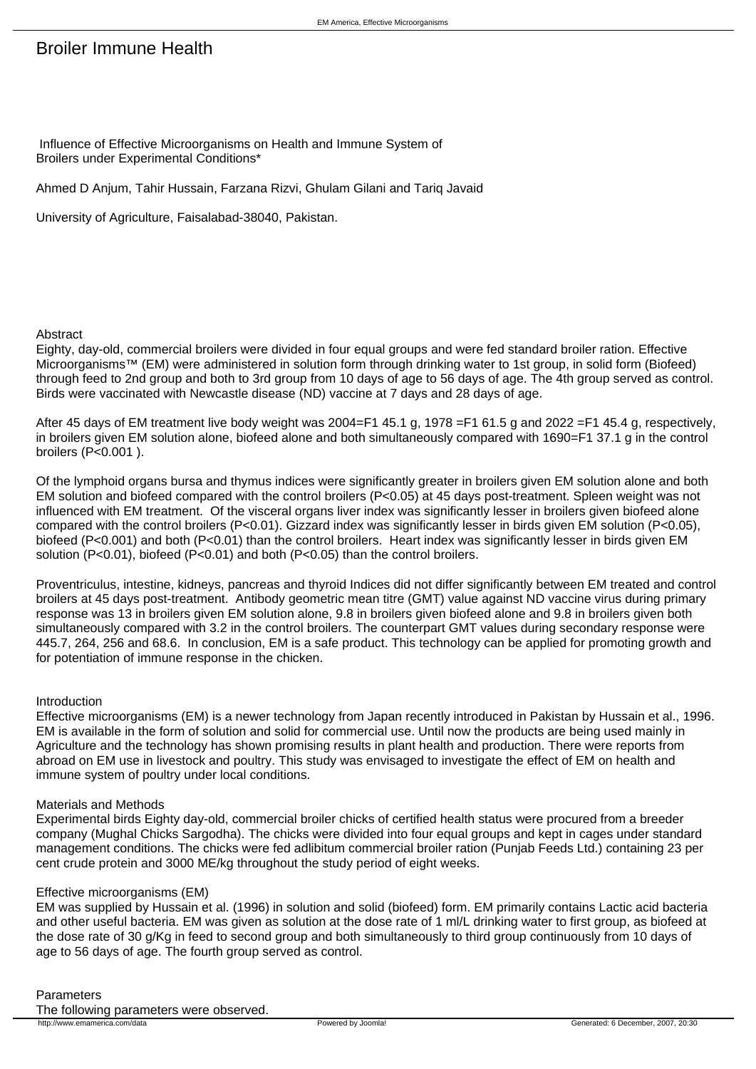# Broiler Immune Health

Influence of Effective Microorganisms on Health and Immune System of Broilers under Experimental Conditions*

Ahmed D Anjum, Tahir Hussain, Farzana Rizvi, Ghulam Gilani and Tariq Javaid

University of Agriculture, Faisalabad-38040, Pakistan.

## Abstract

Eighty, day-old, commercial broilers were divided in four equal groups and were fed standard broiler ration. Effective Microorganisms™ (EM) were administered in solution form through drinking water to 1st group, in solid form (Biofeed) through feed to 2nd group and both to 3rd group from 10 days of age to 56 days of age. The 4th group served as control. Birds were vaccinated with Newcastle disease (ND) vaccine at 7 days and 28 days of age.

After 45 days of EM treatment live body weight was 2004=F1 45.1 g, 1978 =F1 61.5 g and 2022 =F1 45.4 g, respectively, in broilers given EM solution alone, biofeed alone and both simultaneously compared with 1690=F1 37.1 g in the control broilers (P<0.001 ).

Of the lymphoid organs bursa and thymus indices were significantly greater in broilers given EM solution alone and both EM solution and biofeed compared with the control broilers (P<0.05) at 45 days post-treatment. Spleen weight was not influenced with EM treatment. Of the visceral organs liver index was significantly lesser in broilers given biofeed alone compared with the control broilers (P<0.01). Gizzard index was significantly lesser in birds given EM solution (P<0.05), biofeed (P<0.001) and both (P<0.01) than the control broilers. Heart index was significantly lesser in birds given EM solution (P<0.01), biofeed (P<0.01) and both (P<0.05) than the control broilers.

Proventriculus, intestine, kidneys, pancreas and thyroid Indices did not differ significantly between EM treated and control broilers at 45 days post-treatment. Antibody geometric mean titre (GMT) value against ND vaccine virus during primary response was 13 in broilers given EM solution alone, 9.8 in broilers given biofeed alone and 9.8 in broilers given both simultaneously compared with 3.2 in the control broilers. The counterpart GMT values during secondary response were 445.7, 264, 256 and 68.6. In conclusion, EM is a safe product. This technology can be applied for promoting growth and for potentiation of immune response in the chicken.

## Introduction

Effective microorganisms (EM) is a newer technology from Japan recently introduced in Pakistan by Hussain et al., 1996. EM is available in the form of solution and solid for commercial use. Until now the products are being used mainly in Agriculture and the technology has shown promising results in plant health and production. There were reports from abroad on EM use in livestock and poultry. This study was envisaged to investigate the effect of EM on health and immune system of poultry under local conditions.

## Materials and Methods

Experimental birds Eighty day-old, commercial broiler chicks of certified health status were procured from a breeder company (Mughal Chicks Sargodha). The chicks were divided into four equal groups and kept in cages under standard management conditions. The chicks were fed adlibitum commercial broiler ration (Punjab Feeds Ltd.) containing 23 per cent crude protein and 3000 ME/kg throughout the study period of eight weeks.

### Effective microorganisms (EM)

EM was supplied by Hussain et al. (1996) in solution and solid (biofeed) form. EM primarily contains Lactic acid bacteria and other useful bacteria. EM was given as solution at the dose rate of 1 ml/L drinking water to first group, as biofeed at the dose rate of 30 g/Kg in feed to second group and both simultaneously to third group continuously from 10 days of age to 56 days of age. The fourth group served as control.

### Parameters

The following parameters were observed.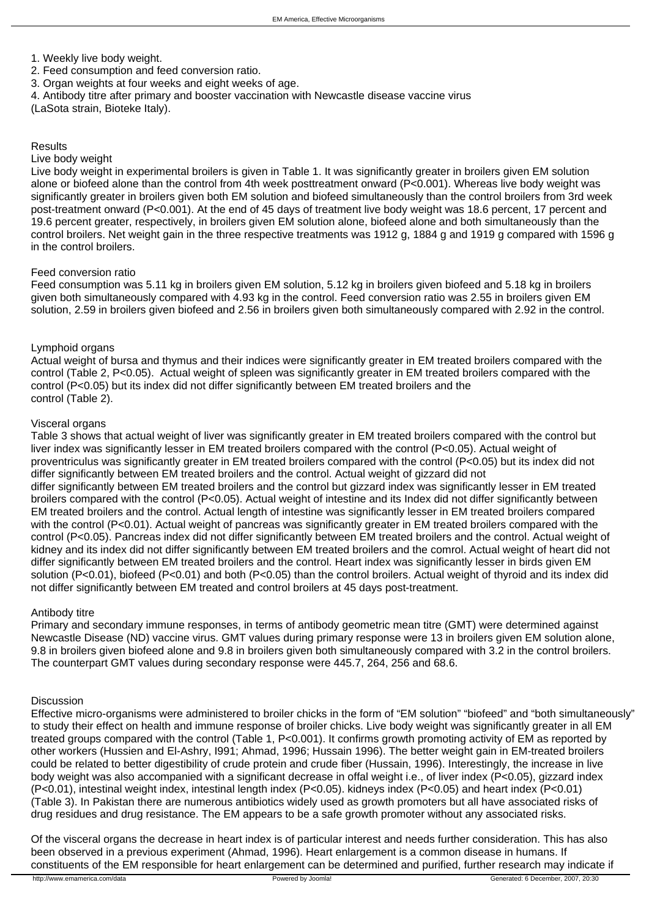1. Weekly live body weight.
2. Feed consumption and feed conversion ratio.
3. Organ weights at four weeks and eight weeks of age.
4. Antibody titre after primary and booster vaccination with Newcastle disease vaccine virus (LaSota strain, Bioteke Italy).

## Results

### Live body weight

Live body weight in experimental broilers is given in Table 1. It was significantly greater in broilers given EM solution alone or biofeed alone than the control from 4th week posttreatment onward ($P<0.001$). Whereas live body weight was significantly greater in broilers given both EM solution and biofeed simultaneously than the control broilers from 3rd week post-treatment onward ($P<0.001$). At the end of 45 days of treatment live body weight was 18.6 percent, 17 percent and 19.6 percent greater, respectively, in broilers given EM solution alone, biofeed alone and both simultaneously than the control broilers. Net weight gain in the three respective treatments was 1912 g, 1884 g and 1919 g compared with 1596 g in the control broilers.

### Feed conversion ratio

Feed consumption was 5.11 kg in broilers given EM solution, 5.12 kg in broilers given biofeed and 5.18 kg in broilers given both simultaneously compared with 4.93 kg in the control. Feed conversion ratio was 2.55 in broilers given EM solution, 2.59 in broilers given biofeed and 2.56 in broilers given both simultaneously compared with 2.92 in the control.

### Lymphoid organs

Actual weight of bursa and thymus and their indices were significantly greater in EM treated broilers compared with the control (Table 2, $P<0.05$). Actual weight of spleen was significantly greater in EM treated broilers compared with the control ($P<0.05$) but its index did not differ significantly between EM treated broilers and the control (Table 2).

### Visceral organs

Table 3 shows that actual weight of liver was significantly greater in EM treated broilers compared with the control but liver index was significantly lesser in EM treated broilers compared with the control ($P<0.05$). Actual weight of proventriculus was significantly greater in EM treated broilers compared with the control ($P<0.05$) but its index did not differ significantly between EM treated broilers and the control. Actual weight of gizzard did not differ significantly between EM treated broilers and the control but gizzard index was significantly lesser in EM treated broilers compared with the control ($P<0.05$). Actual weight of intestine and its Index did not differ significantly between EM treated broilers and the control. Actual length of intestine was significantly lesser in EM treated broilers compared with the control ($P<0.01$). Actual weight of pancreas was significantly greater in EM treated broilers compared with the control ($P<0.05$). Pancreas index did not differ significantly between EM treated broilers and the control. Actual weight of kidney and its index did not differ significantly between EM treated broilers and the comrol. Actual weight of heart did not differ significantly between EM treated broilers and the control. Heart index was significantly lesser in birds given EM solution ($P<0.01$), biofeed ($P<0.01$) and both ($P<0.05$) than the control broilers. Actual weight of thyroid and its index did not differ significantly between EM treated and control broilers at 45 days post-treatment.

### Antibody titre

Primary and secondary immune responses, in terms of antibody geometric mean titre (GMT) were determined against Newcastle Disease (ND) vaccine virus. GMT values during primary response were 13 in broilers given EM solution alone, 9.8 in broilers given biofeed alone and 9.8 in broilers given both simultaneously compared with 3.2 in the control broilers. The counterpart GMT values during secondary response were 445.7, 264, 256 and 68.6.

## Discussion

Effective micro-organisms were administered to broiler chicks in the form of "EM solution" "biofeed" and "both simultaneously" to study their effect on health and immune response of broiler chicks. Live body weight was significantly greater in all EM treated groups compared with the control (Table 1, $P<0.001$). It confirms growth promoting activity of EM as reported by other workers (Hussien and El-Ashry, I991; Ahmad, 1996; Hussain 1996). The better weight gain in EM-treated broilers could be related to better digestibility of crude protein and crude fiber (Hussain, 1996). Interestingly, the increase in live body weight was also accompanied with a significant decrease in offal weight i.e., of liver index ($P<0.05$), gizzard index ($P<0.01$), intestinal weight index, intestinal length index ($P<0.05$). kidneys index ($P<0.05$) and heart index ($P<0.01$) (Table 3). In Pakistan there are numerous antibiotics widely used as growth promoters but all have associated risks of drug residues and drug resistance. The EM appears to be a safe growth promoter without any associated risks.

Of the visceral organs the decrease in heart index is of particular interest and needs further consideration. This has also been observed in a previous experiment (Ahmad, 1996). Heart enlargement is a common disease in humans. If constituents of the EM responsible for heart enlargement can be determined and purified, further research may indicate if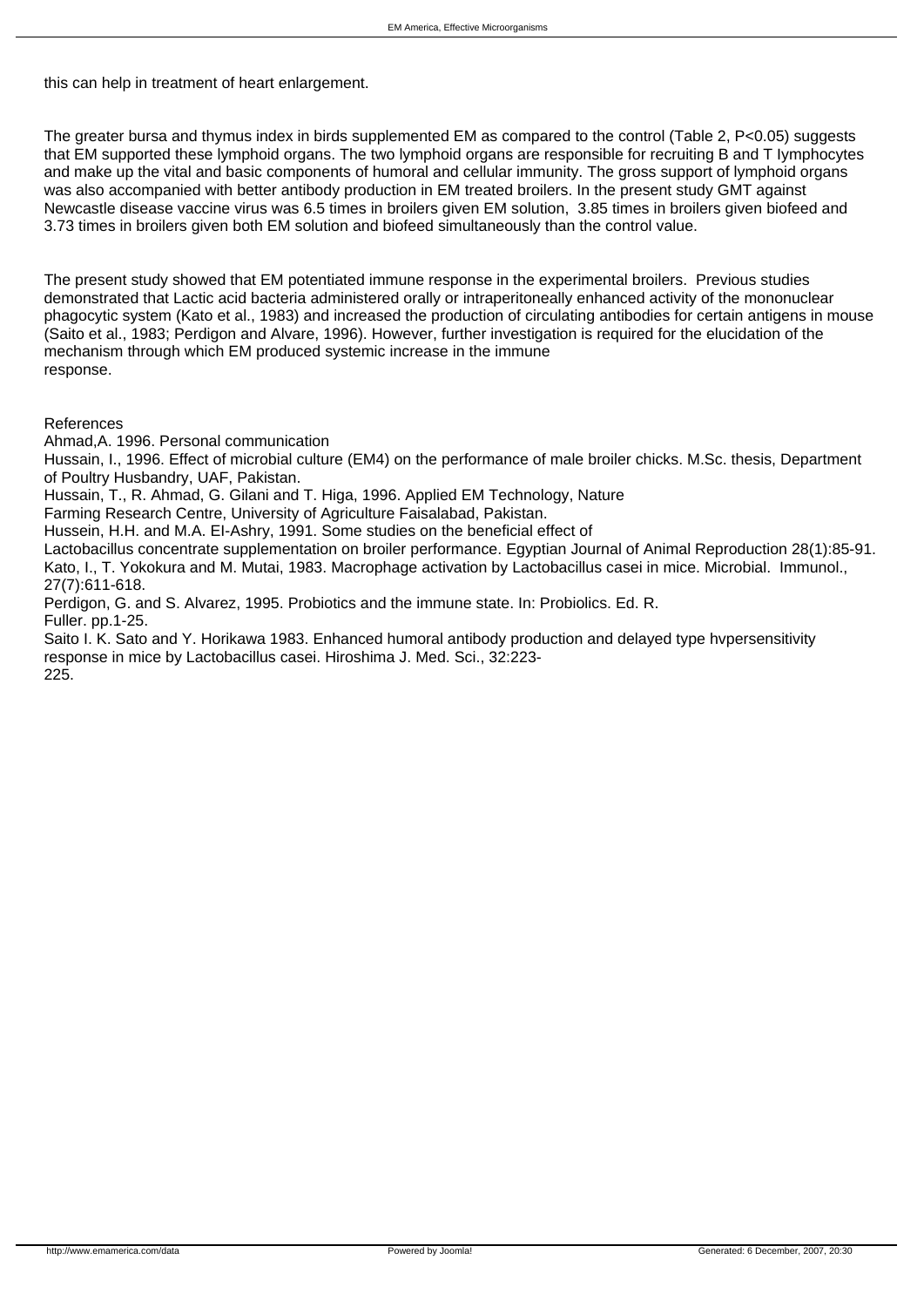this can help in treatment of heart enlargement.

The greater bursa and thymus index in birds supplemented EM as compared to the control (Table 2, $P<0.05$) suggests that EM supported these lymphoid organs. The two lymphoid organs are responsible for recruiting B and T Iymphocytes and make up the vital and basic components of humoral and cellular immunity. The gross support of lymphoid organs was also accompanied with better antibody production in EM treated broilers. In the present study GMT against Newcastle disease vaccine virus was 6.5 times in broilers given EM solution, 3.85 times in broilers given biofeed and 3.73 times in broilers given both EM solution and biofeed simultaneously than the control value.

The present study showed that EM potentiated immune response in the experimental broilers. Previous studies demonstrated that Lactic acid bacteria administered orally or intraperitoneally enhanced activity of the mononuclear phagocytic system (Kato et al., 1983) and increased the production of circulating antibodies for certain antigens in mouse (Saito et al., 1983; Perdigon and Alvare, 1996). However, further investigation is required for the elucidation of the mechanism through which EM produced systemic increase in the immune response.

References

Ahmad,A. 1996. Personal communication

Hussain, I., 1996. Effect of microbial culture (EM4) on the performance of male broiler chicks. M.Sc. thesis, Department of Poultry Husbandry, UAF, Pakistan.

Hussain, T., R. Ahmad, G. Gilani and T. Higa, 1996. Applied EM Technology, Nature Farming Research Centre, University of Agriculture Faisalabad, Pakistan.

Hussein, H.H. and M.A. EI-Ashry, 1991. Some studies on the beneficial effect of Lactobacillus concentrate supplementation on broiler performance. Egyptian Journal of Animal Reproduction 28(1):85-91.

Kato, I., T. Yokokura and M. Mutai, 1983. Macrophage activation by Lactobacillus casei in mice. Microbial. Immunol., 27(7):611-618.

Perdigon, G. and S. Alvarez, 1995. Probiotics and the immune state. In: Probiolics. Ed. R. Fuller. pp.1-25.

Saito I. K. Sato and Y. Horikawa 1983. Enhanced humoral antibody production and delayed type hvpersensitivity response in mice by Lactobacillus casei. Hiroshima J. Med. Sci., 32:223-225.